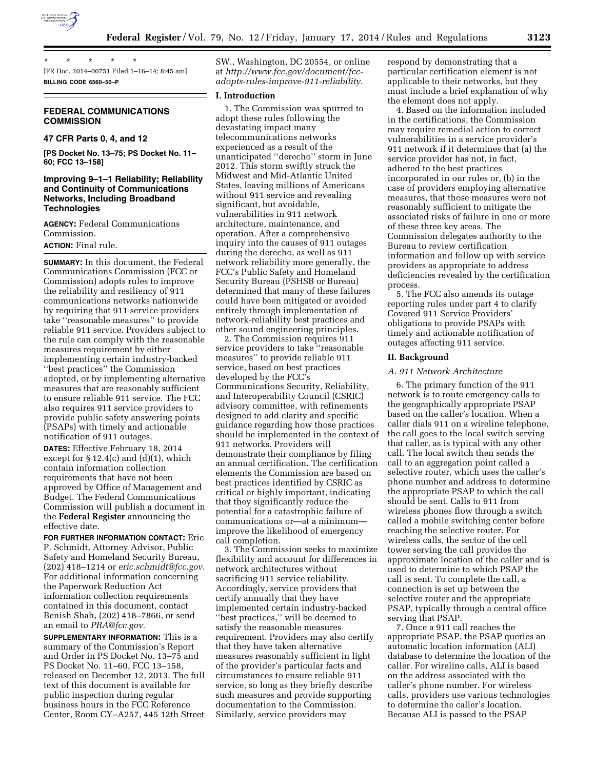\* \* \* \* \*

[FR Doc. 2014–00751 Filed 1–16–14; 8:45 am]

**BILLING CODE 6560–50–P**

## FEDERAL COMMUNICATIONS COMMISSION

### 47 CFR Parts 0, 4, and 12

**[PS Docket No. 13–75; PS Docket No. 11–60; FCC 13–158]**

### Improving 9–1–1 Reliability; Reliability and Continuity of Communications Networks, Including Broadband Technologies

**AGENCY:** Federal Communications Commission.

**ACTION:** Final rule.

**SUMMARY:** In this document, the Federal Communications Commission (FCC or Commission) adopts rules to improve the reliability and resiliency of 911 communications networks nationwide by requiring that 911 service providers take ''reasonable measures'' to provide reliable 911 service. Providers subject to the rule can comply with the reasonable measures requirement by either implementing certain industry-backed ''best practices'' the Commission adopted, or by implementing alternative measures that are reasonably sufficient to ensure reliable 911 service. The FCC also requires 911 service providers to provide public safety answering points (PSAPs) with timely and actionable notification of 911 outages.

**DATES:** Effective February 18, 2014 except for § 12.4(c) and (d)(1), which contain information collection requirements that have not been approved by Office of Management and Budget. The Federal Communications Commission will publish a document in the **Federal Register** announcing the effective date.

**FOR FURTHER INFORMATION CONTACT:** Eric P. Schmidt, Attorney Advisor, Public Safety and Homeland Security Bureau, (202) 418–1214 or *eric.schmidt@fcc.gov*. For additional information concerning the Paperwork Reduction Act information collection requirements contained in this document, contact Benish Shah, (202) 418–7866, or send an email to *PRA@fcc.gov*.

**SUPPLEMENTARY INFORMATION:** This is a summary of the Commission's Report and Order in PS Docket No. 13–75 and PS Docket No. 11–60, FCC 13–158, released on December 12, 2013. The full text of this document is available for public inspection during regular business hours in the FCC Reference Center, Room CY–A257, 445 12th Street SW., Washington, DC 20554, or online at *http://www.fcc.gov/document/fcc-adopts-rules-improve-911-reliability*.

## I. Introduction

1. The Commission was spurred to adopt these rules following the devastating impact many telecommunications networks experienced as a result of the unanticipated ''derecho'' storm in June 2012. This storm swiftly struck the Midwest and Mid-Atlantic United States, leaving millions of Americans without 911 service and revealing significant, but avoidable, vulnerabilities in 911 network architecture, maintenance, and operation. After a comprehensive inquiry into the causes of 911 outages during the derecho, as well as 911 network reliability more generally, the FCC's Public Safety and Homeland Security Bureau (PSHSB or Bureau) determined that many of these failures could have been mitigated or avoided entirely through implementation of network-reliability best practices and other sound engineering principles.

2. The Commission requires 911 service providers to take ''reasonable measures'' to provide reliable 911 service, based on best practices developed by the FCC's Communications Security, Reliability, and Interoperability Council (CSRIC) advisory committee, with refinements designed to add clarity and specific guidance regarding how those practices should be implemented in the context of 911 networks. Providers will demonstrate their compliance by filing an annual certification. The certification elements the Commission are based on best practices identified by CSRIC as critical or highly important, indicating that they significantly reduce the potential for a catastrophic failure of communications or—at a minimum—improve the likelihood of emergency call completion.

3. The Commission seeks to maximize flexibility and account for differences in network architectures without sacrificing 911 service reliability. Accordingly, service providers that certify annually that they have implemented certain industry-backed ''best practices,'' will be deemed to satisfy the reasonable measures requirement. Providers may also certify that they have taken alternative measures reasonably sufficient in light of the provider's particular facts and circumstances to ensure reliable 911 service, so long as they briefly describe such measures and provide supporting documentation to the Commission. Similarly, service providers may respond by demonstrating that a particular certification element is not applicable to their networks, but they must include a brief explanation of why the element does not apply.

4. Based on the information included in the certifications, the Commission may require remedial action to correct vulnerabilities in a service provider's 911 network if it determines that (a) the service provider has not, in fact, adhered to the best practices incorporated in our rules or, (b) in the case of providers employing alternative measures, that those measures were not reasonably sufficient to mitigate the associated risks of failure in one or more of these three key areas. The Commission delegates authority to the Bureau to review certification information and follow up with service providers as appropriate to address deficiencies revealed by the certification process.

5. The FCC also amends its outage reporting rules under part 4 to clarify Covered 911 Service Providers' obligations to provide PSAPs with timely and actionable notification of outages affecting 911 service.

## II. Background

### A. 911 Network Architecture

6. The primary function of the 911 network is to route emergency calls to the geographically appropriate PSAP based on the caller's location. When a caller dials 911 on a wireline telephone, the call goes to the local switch serving that caller, as is typical with any other call. The local switch then sends the call to an aggregation point called a selective router, which uses the caller's phone number and address to determine the appropriate PSAP to which the call should be sent. Calls to 911 from wireless phones flow through a switch called a mobile switching center before reaching the selective router. For wireless calls, the sector of the cell tower serving the call provides the approximate location of the caller and is used to determine to which PSAP the call is sent. To complete the call, a connection is set up between the selective router and the appropriate PSAP, typically through a central office serving that PSAP.

7. Once a 911 call reaches the appropriate PSAP, the PSAP queries an automatic location information (ALI) database to determine the location of the caller. For wireline calls, ALI is based on the address associated with the caller's phone number. For wireless calls, providers use various technologies to determine the caller's location. Because ALI is passed to the PSAP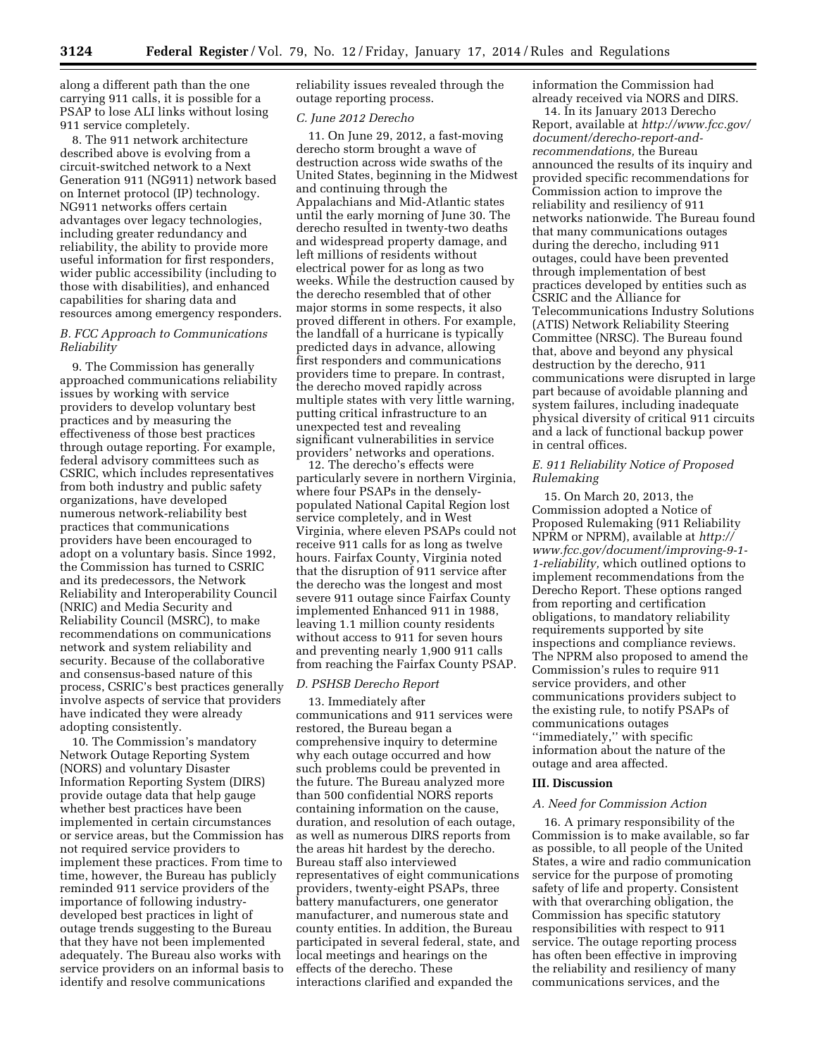along a different path than the one carrying 911 calls, it is possible for a PSAP to lose ALI links without losing 911 service completely.

8. The 911 network architecture described above is evolving from a circuit-switched network to a Next Generation 911 (NG911) network based on Internet protocol (IP) technology. NG911 networks offers certain advantages over legacy technologies, including greater redundancy and reliability, the ability to provide more useful information for first responders, wider public accessibility (including to those with disabilities), and enhanced capabilities for sharing data and resources among emergency responders.

### *B. FCC Approach to Communications Reliability*

9. The Commission has generally approached communications reliability issues by working with service providers to develop voluntary best practices and by measuring the effectiveness of those best practices through outage reporting. For example, federal advisory committees such as CSRIC, which includes representatives from both industry and public safety organizations, have developed numerous network-reliability best practices that communications providers have been encouraged to adopt on a voluntary basis. Since 1992, the Commission has turned to CSRIC and its predecessors, the Network Reliability and Interoperability Council (NRIC) and Media Security and Reliability Council (MSRC), to make recommendations on communications network and system reliability and security. Because of the collaborative and consensus-based nature of this process, CSRIC's best practices generally involve aspects of service that providers have indicated they were already adopting consistently.

10. The Commission's mandatory Network Outage Reporting System (NORS) and voluntary Disaster Information Reporting System (DIRS) provide outage data that help gauge whether best practices have been implemented in certain circumstances or service areas, but the Commission has not required service providers to implement these practices. From time to time, however, the Bureau has publicly reminded 911 service providers of the importance of following industry-developed best practices in light of outage trends suggesting to the Bureau that they have not been implemented adequately. The Bureau also works with service providers on an informal basis to identify and resolve communications reliability issues revealed through the outage reporting process.

### *C. June 2012 Derecho*

11. On June 29, 2012, a fast-moving derecho storm brought a wave of destruction across wide swaths of the United States, beginning in the Midwest and continuing through the Appalachians and Mid-Atlantic states until the early morning of June 30. The derecho resulted in twenty-two deaths and widespread property damage, and left millions of residents without electrical power for as long as two weeks. While the destruction caused by the derecho resembled that of other major storms in some respects, it also proved different in others. For example, the landfall of a hurricane is typically predicted days in advance, allowing first responders and communications providers time to prepare. In contrast, the derecho moved rapidly across multiple states with very little warning, putting critical infrastructure to an unexpected test and revealing significant vulnerabilities in service providers' networks and operations.

12. The derecho's effects were particularly severe in northern Virginia, where four PSAPs in the densely-populated National Capital Region lost service completely, and in West Virginia, where eleven PSAPs could not receive 911 calls for as long as twelve hours. Fairfax County, Virginia noted that the disruption of 911 service after the derecho was the longest and most severe 911 outage since Fairfax County implemented Enhanced 911 in 1988, leaving 1.1 million county residents without access to 911 for seven hours and preventing nearly 1,900 911 calls from reaching the Fairfax County PSAP.

### *D. PSHSB Derecho Report*

13. Immediately after communications and 911 services were restored, the Bureau began a comprehensive inquiry to determine why each outage occurred and how such problems could be prevented in the future. The Bureau analyzed more than 500 confidential NORS reports containing information on the cause, duration, and resolution of each outage, as well as numerous DIRS reports from the areas hit hardest by the derecho. Bureau staff also interviewed representatives of eight communications providers, twenty-eight PSAPs, three battery manufacturers, one generator manufacturer, and numerous state and county entities. In addition, the Bureau participated in several federal, state, and local meetings and hearings on the effects of the derecho. These interactions clarified and expanded the information the Commission had already received via NORS and DIRS.

14. In its January 2013 Derecho Report, available at *http://www.fcc.gov/document/derecho-report-and-recommendations,* the Bureau announced the results of its inquiry and provided specific recommendations for Commission action to improve the reliability and resiliency of 911 networks nationwide. The Bureau found that many communications outages during the derecho, including 911 outages, could have been prevented through implementation of best practices developed by entities such as CSRIC and the Alliance for Telecommunications Industry Solutions (ATIS) Network Reliability Steering Committee (NRSC). The Bureau found that, above and beyond any physical destruction by the derecho, 911 communications were disrupted in large part because of avoidable planning and system failures, including inadequate physical diversity of critical 911 circuits and a lack of functional backup power in central offices.

### *E. 911 Reliability Notice of Proposed Rulemaking*

15. On March 20, 2013, the Commission adopted a Notice of Proposed Rulemaking (911 Reliability NPRM or NPRM), available at *http://www.fcc.gov/document/improving-9-1-1-reliability,* which outlined options to implement recommendations from the Derecho Report. These options ranged from reporting and certification obligations, to mandatory reliability requirements supported by site inspections and compliance reviews. The NPRM also proposed to amend the Commission's rules to require 911 service providers, and other communications providers subject to the existing rule, to notify PSAPs of communications outages "immediately," with specific information about the nature of the outage and area affected.

## III. Discussion

### *A. Need for Commission Action*

16. A primary responsibility of the Commission is to make available, so far as possible, to all people of the United States, a wire and radio communication service for the purpose of promoting safety of life and property. Consistent with that overarching obligation, the Commission has specific statutory responsibilities with respect to 911 service. The outage reporting process has often been effective in improving the reliability and resiliency of many communications services, and the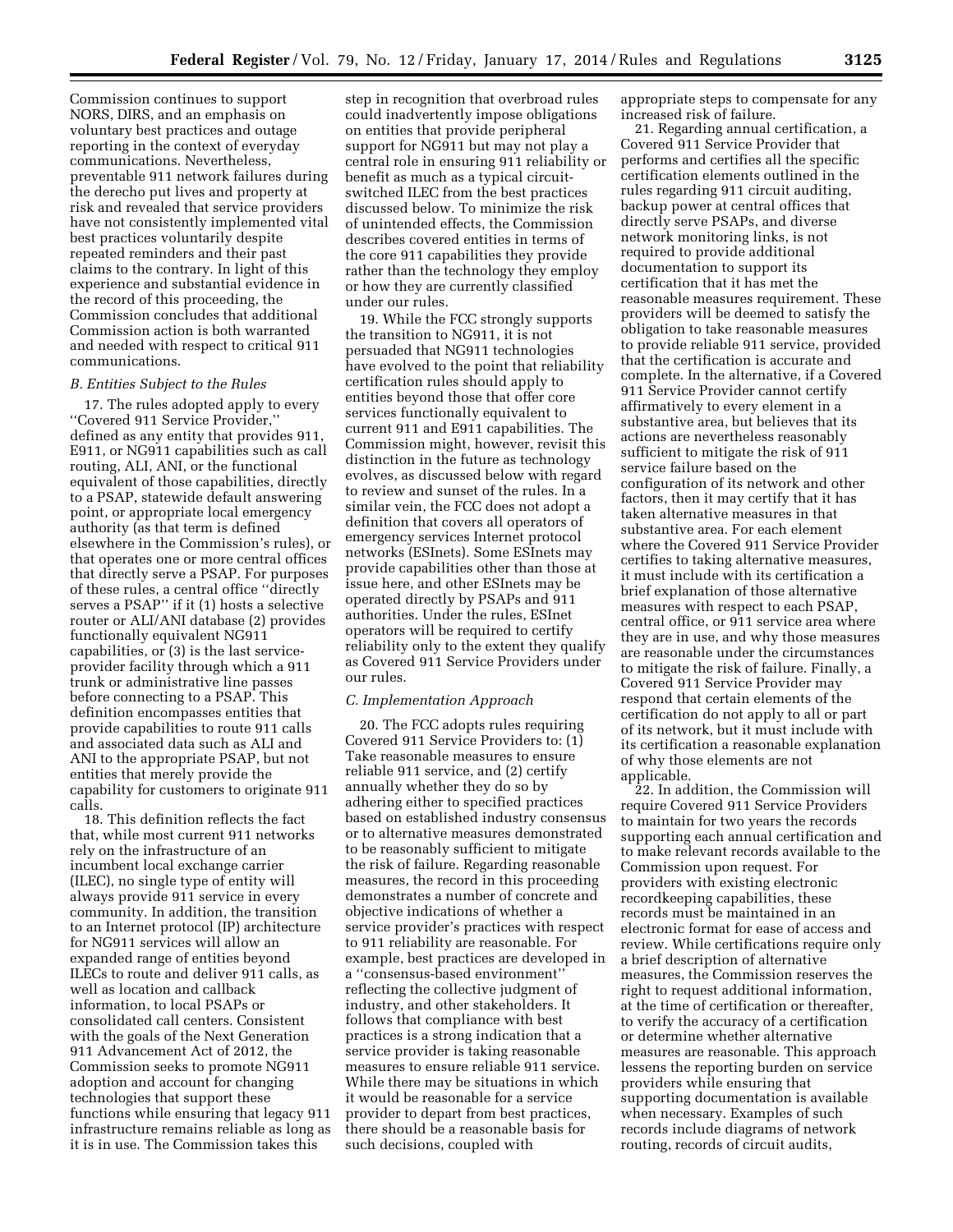Commission continues to support NORS, DIRS, and an emphasis on voluntary best practices and outage reporting in the context of everyday communications. Nevertheless, preventable 911 network failures during the derecho put lives and property at risk and revealed that service providers have not consistently implemented vital best practices voluntarily despite repeated reminders and their past claims to the contrary. In light of this experience and substantial evidence in the record of this proceeding, the Commission concludes that additional Commission action is both warranted and needed with respect to critical 911 communications.

### *B. Entities Subject to the Rules*

17. The rules adopted apply to every ''Covered 911 Service Provider,'' defined as any entity that provides 911, E911, or NG911 capabilities such as call routing, ALI, ANI, or the functional equivalent of those capabilities, directly to a PSAP, statewide default answering point, or appropriate local emergency authority (as that term is defined elsewhere in the Commission's rules), or that operates one or more central offices that directly serve a PSAP. For purposes of these rules, a central office ''directly serves a PSAP'' if it (1) hosts a selective router or ALI/ANI database (2) provides functionally equivalent NG911 capabilities, or (3) is the last service-provider facility through which a 911 trunk or administrative line passes before connecting to a PSAP. This definition encompasses entities that provide capabilities to route 911 calls and associated data such as ALI and ANI to the appropriate PSAP, but not entities that merely provide the capability for customers to originate 911 calls.

18. This definition reflects the fact that, while most current 911 networks rely on the infrastructure of an incumbent local exchange carrier (ILEC), no single type of entity will always provide 911 service in every community. In addition, the transition to an Internet protocol (IP) architecture for NG911 services will allow an expanded range of entities beyond ILECs to route and deliver 911 calls, as well as location and callback information, to local PSAPs or consolidated call centers. Consistent with the goals of the Next Generation 911 Advancement Act of 2012, the Commission seeks to promote NG911 adoption and account for changing technologies that support these functions while ensuring that legacy 911 infrastructure remains reliable as long as it is in use. The Commission takes this step in recognition that overbroad rules could inadvertently impose obligations on entities that provide peripheral support for NG911 but may not play a central role in ensuring 911 reliability or benefit as much as a typical circuit-switched ILEC from the best practices discussed below. To minimize the risk of unintended effects, the Commission describes covered entities in terms of the core 911 capabilities they provide rather than the technology they employ or how they are currently classified under our rules.

19. While the FCC strongly supports the transition to NG911, it is not persuaded that NG911 technologies have evolved to the point that reliability certification rules should apply to entities beyond those that offer core services functionally equivalent to current 911 and E911 capabilities. The Commission might, however, revisit this distinction in the future as technology evolves, as discussed below with regard to review and sunset of the rules. In a similar vein, the FCC does not adopt a definition that covers all operators of emergency services Internet protocol networks (ESInets). Some ESInets may provide capabilities other than those at issue here, and other ESInets may be operated directly by PSAPs and 911 authorities. Under the rules, ESInet operators will be required to certify reliability only to the extent they qualify as Covered 911 Service Providers under our rules.

### *C. Implementation Approach*

20. The FCC adopts rules requiring Covered 911 Service Providers to: (1) Take reasonable measures to ensure reliable 911 service, and (2) certify annually whether they do so by adhering either to specified practices based on established industry consensus or to alternative measures demonstrated to be reasonably sufficient to mitigate the risk of failure. Regarding reasonable measures, the record in this proceeding demonstrates a number of concrete and objective indications of whether a service provider's practices with respect to 911 reliability are reasonable. For example, best practices are developed in a ''consensus-based environment'' reflecting the collective judgment of industry, and other stakeholders. It follows that compliance with best practices is a strong indication that a service provider is taking reasonable measures to ensure reliable 911 service. While there may be situations in which it would be reasonable for a service provider to depart from best practices, there should be a reasonable basis for such decisions, coupled with appropriate steps to compensate for any increased risk of failure.

21. Regarding annual certification, a Covered 911 Service Provider that performs and certifies all the specific certification elements outlined in the rules regarding 911 circuit auditing, backup power at central offices that directly serve PSAPs, and diverse network monitoring links, is not required to provide additional documentation to support its certification that it has met the reasonable measures requirement. These providers will be deemed to satisfy the obligation to take reasonable measures to provide reliable 911 service, provided that the certification is accurate and complete. In the alternative, if a Covered 911 Service Provider cannot certify affirmatively to every element in a substantive area, but believes that its actions are nevertheless reasonably sufficient to mitigate the risk of 911 service failure based on the configuration of its network and other factors, then it may certify that it has taken alternative measures in that substantive area. For each element where the Covered 911 Service Provider certifies to taking alternative measures, it must include with its certification a brief explanation of those alternative measures with respect to each PSAP, central office, or 911 service area where they are in use, and why those measures are reasonable under the circumstances to mitigate the risk of failure. Finally, a Covered 911 Service Provider may respond that certain elements of the certification do not apply to all or part of its network, but it must include with its certification a reasonable explanation of why those elements are not applicable.

22. In addition, the Commission will require Covered 911 Service Providers to maintain for two years the records supporting each annual certification and to make relevant records available to the Commission upon request. For providers with existing electronic recordkeeping capabilities, these records must be maintained in an electronic format for ease of access and review. While certifications require only a brief description of alternative measures, the Commission reserves the right to request additional information, at the time of certification or thereafter, to verify the accuracy of a certification or determine whether alternative measures are reasonable. This approach lessens the reporting burden on service providers while ensuring that supporting documentation is available when necessary. Examples of such records include diagrams of network routing, records of circuit audits,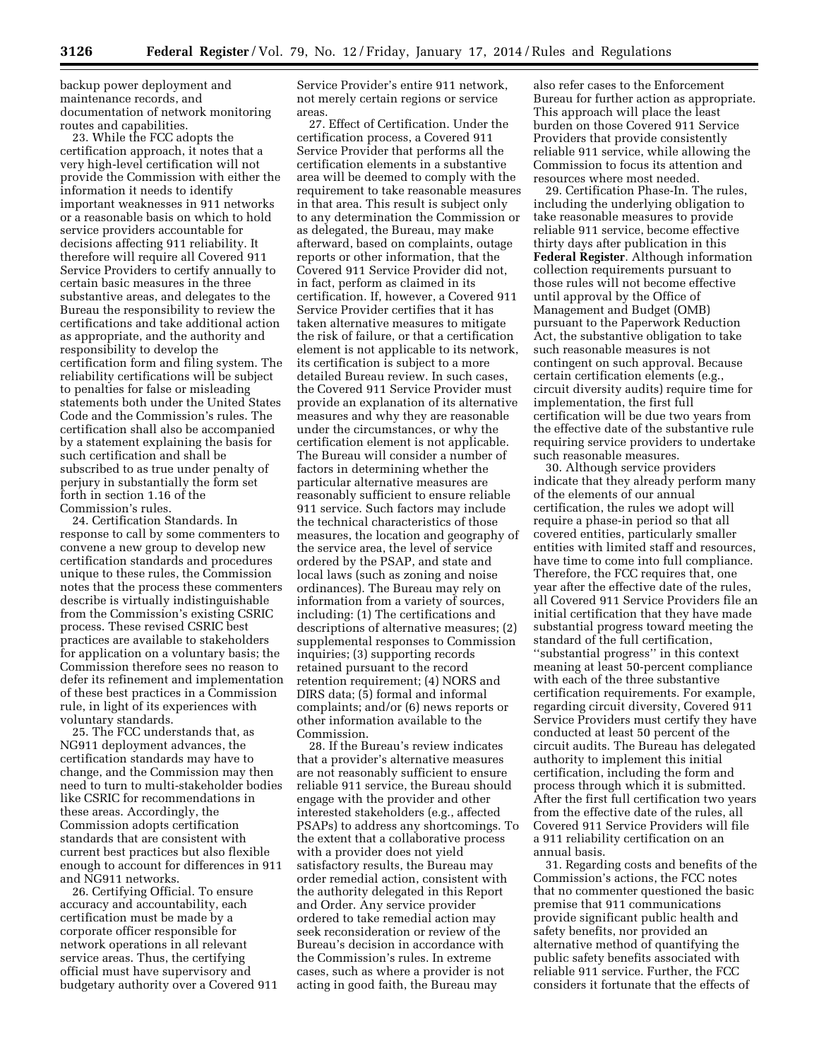backup power deployment and maintenance records, and documentation of network monitoring routes and capabilities.

23. While the FCC adopts the certification approach, it notes that a very high-level certification will not provide the Commission with either the information it needs to identify important weaknesses in 911 networks or a reasonable basis on which to hold service providers accountable for decisions affecting 911 reliability. It therefore will require all Covered 911 Service Providers to certify annually to certain basic measures in the three substantive areas, and delegates to the Bureau the responsibility to review the certifications and take additional action as appropriate, and the authority and responsibility to develop the certification form and filing system. The reliability certifications will be subject to penalties for false or misleading statements both under the United States Code and the Commission's rules. The certification shall also be accompanied by a statement explaining the basis for such certification and shall be subscribed to as true under penalty of perjury in substantially the form set forth in section 1.16 of the Commission's rules.

24. Certification Standards. In response to call by some commenters to convene a new group to develop new certification standards and procedures unique to these rules, the Commission notes that the process these commenters describe is virtually indistinguishable from the Commission's existing CSRIC process. These revised CSRIC best practices are available to stakeholders for application on a voluntary basis; the Commission therefore sees no reason to defer its refinement and implementation of these best practices in a Commission rule, in light of its experiences with voluntary standards.

25. The FCC understands that, as NG911 deployment advances, the certification standards may have to change, and the Commission may then need to turn to multi-stakeholder bodies like CSRIC for recommendations in these areas. Accordingly, the Commission adopts certification standards that are consistent with current best practices but also flexible enough to account for differences in 911 and NG911 networks.

26. Certifying Official. To ensure accuracy and accountability, each certification must be made by a corporate officer responsible for network operations in all relevant service areas. Thus, the certifying official must have supervisory and budgetary authority over a Covered 911 Service Provider's entire 911 network, not merely certain regions or service areas.

27. Effect of Certification. Under the certification process, a Covered 911 Service Provider that performs all the certification elements in a substantive area will be deemed to comply with the requirement to take reasonable measures in that area. This result is subject only to any determination the Commission or as delegated, the Bureau, may make afterward, based on complaints, outage reports or other information, that the Covered 911 Service Provider did not, in fact, perform as claimed in its certification. If, however, a Covered 911 Service Provider certifies that it has taken alternative measures to mitigate the risk of failure, or that a certification element is not applicable to its network, its certification is subject to a more detailed Bureau review. In such cases, the Covered 911 Service Provider must provide an explanation of its alternative measures and why they are reasonable under the circumstances, or why the certification element is not applicable. The Bureau will consider a number of factors in determining whether the particular alternative measures are reasonably sufficient to ensure reliable 911 service. Such factors may include the technical characteristics of those measures, the location and geography of the service area, the level of service ordered by the PSAP, and state and local laws (such as zoning and noise ordinances). The Bureau may rely on information from a variety of sources, including: (1) The certifications and descriptions of alternative measures; (2) supplemental responses to Commission inquiries; (3) supporting records retained pursuant to the record retention requirement; (4) NORS and DIRS data; (5) formal and informal complaints; and/or (6) news reports or other information available to the Commission.

28. If the Bureau's review indicates that a provider's alternative measures are not reasonably sufficient to ensure reliable 911 service, the Bureau should engage with the provider and other interested stakeholders (e.g., affected PSAPs) to address any shortcomings. To the extent that a collaborative process with a provider does not yield satisfactory results, the Bureau may order remedial action, consistent with the authority delegated in this Report and Order. Any service provider ordered to take remedial action may seek reconsideration or review of the Bureau's decision in accordance with the Commission's rules. In extreme cases, such as where a provider is not acting in good faith, the Bureau may also refer cases to the Enforcement Bureau for further action as appropriate. This approach will place the least burden on those Covered 911 Service Providers that provide consistently reliable 911 service, while allowing the Commission to focus its attention and resources where most needed.

29. Certification Phase-In. The rules, including the underlying obligation to take reasonable measures to provide reliable 911 service, become effective thirty days after publication in this **Federal Register**. Although information collection requirements pursuant to those rules will not become effective until approval by the Office of Management and Budget (OMB) pursuant to the Paperwork Reduction Act, the substantive obligation to take such reasonable measures is not contingent on such approval. Because certain certification elements (e.g., circuit diversity audits) require time for implementation, the first full certification will be due two years from the effective date of the substantive rule requiring service providers to undertake such reasonable measures.

30. Although service providers indicate that they already perform many of the elements of our annual certification, the rules we adopt will require a phase-in period so that all covered entities, particularly smaller entities with limited staff and resources, have time to come into full compliance. Therefore, the FCC requires that, one year after the effective date of the rules, all Covered 911 Service Providers file an initial certification that they have made substantial progress toward meeting the standard of the full certification, "substantial progress" in this context meaning at least 50-percent compliance with each of the three substantive certification requirements. For example, regarding circuit diversity, Covered 911 Service Providers must certify they have conducted at least 50 percent of the circuit audits. The Bureau has delegated authority to implement this initial certification, including the form and process through which it is submitted. After the first full certification two years from the effective date of the rules, all Covered 911 Service Providers will file a 911 reliability certification on an annual basis.

31. Regarding costs and benefits of the Commission's actions, the FCC notes that no commenter questioned the basic premise that 911 communications provide significant public health and safety benefits, nor provided an alternative method of quantifying the public safety benefits associated with reliable 911 service. Further, the FCC considers it fortunate that the effects of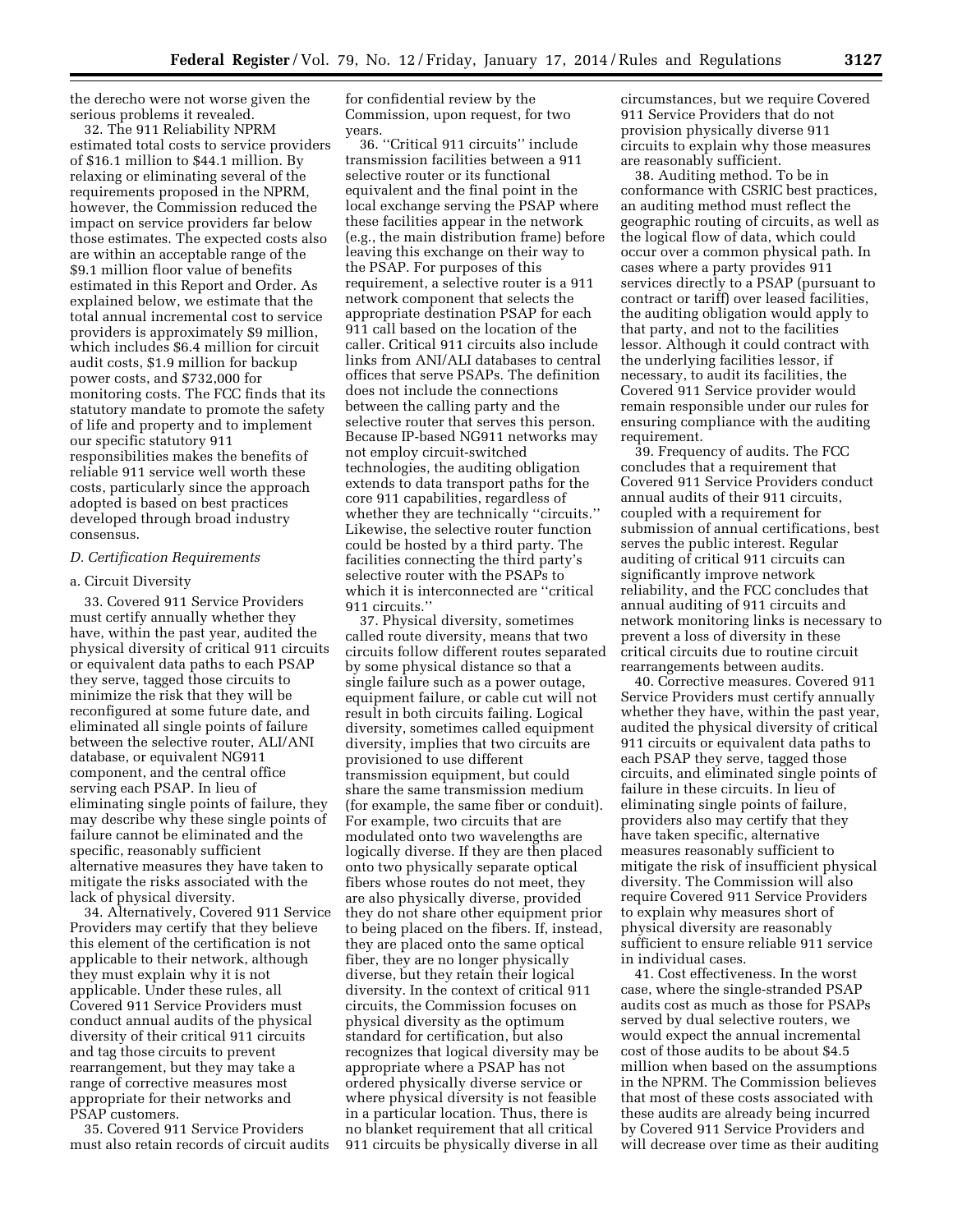the derecho were not worse given the serious problems it revealed.

32. The 911 Reliability NPRM estimated total costs to service providers of $16.1 million to $44.1 million. By relaxing or eliminating several of the requirements proposed in the NPRM, however, the Commission reduced the impact on service providers far below those estimates. The expected costs also are within an acceptable range of the $9.1 million floor value of benefits estimated in this Report and Order. As explained below, we estimate that the total annual incremental cost to service providers is approximately $9 million, which includes $6.4 million for circuit audit costs, $1.9 million for backup power costs, and $732,000 for monitoring costs. The FCC finds that its statutory mandate to promote the safety of life and property and to implement our specific statutory 911 responsibilities makes the benefits of reliable 911 service well worth these costs, particularly since the approach adopted is based on best practices developed through broad industry consensus.

### D. Certification Requirements

#### a. Circuit Diversity

33. Covered 911 Service Providers must certify annually whether they have, within the past year, audited the physical diversity of critical 911 circuits or equivalent data paths to each PSAP they serve, tagged those circuits to minimize the risk that they will be reconfigured at some future date, and eliminated all single points of failure between the selective router, ALI/ANI database, or equivalent NG911 component, and the central office serving each PSAP. In lieu of eliminating single points of failure, they may describe why these single points of failure cannot be eliminated and the specific, reasonably sufficient alternative measures they have taken to mitigate the risks associated with the lack of physical diversity.

34. Alternatively, Covered 911 Service Providers may certify that they believe this element of the certification is not applicable to their network, although they must explain why it is not applicable. Under these rules, all Covered 911 Service Providers must conduct annual audits of the physical diversity of their critical 911 circuits and tag those circuits to prevent rearrangement, but they may take a range of corrective measures most appropriate for their networks and PSAP customers.

35. Covered 911 Service Providers must also retain records of circuit audits for confidential review by the Commission, upon request, for two years.

36. ''Critical 911 circuits'' include transmission facilities between a 911 selective router or its functional equivalent and the final point in the local exchange serving the PSAP where these facilities appear in the network (e.g., the main distribution frame) before leaving this exchange on their way to the PSAP. For purposes of this requirement, a selective router is a 911 network component that selects the appropriate destination PSAP for each 911 call based on the location of the caller. Critical 911 circuits also include links from ANI/ALI databases to central offices that serve PSAPs. The definition does not include the connections between the calling party and the selective router that serves this person. Because IP-based NG911 networks may not employ circuit-switched technologies, the auditing obligation extends to data transport paths for the core 911 capabilities, regardless of whether they are technically ''circuits.'' Likewise, the selective router function could be hosted by a third party. The facilities connecting the third party's selective router with the PSAPs to which it is interconnected are ''critical 911 circuits.''

37. Physical diversity, sometimes called route diversity, means that two circuits follow different routes separated by some physical distance so that a single failure such as a power outage, equipment failure, or cable cut will not result in both circuits failing. Logical diversity, sometimes called equipment diversity, implies that two circuits are provisioned to use different transmission equipment, but could share the same transmission medium (for example, the same fiber or conduit). For example, two circuits that are modulated onto two wavelengths are logically diverse. If they are then placed onto two physically separate optical fibers whose routes do not meet, they are also physically diverse, provided they do not share other equipment prior to being placed on the fibers. If, instead, they are placed onto the same optical fiber, they are no longer physically diverse, but they retain their logical diversity. In the context of critical 911 circuits, the Commission focuses on physical diversity as the optimum standard for certification, but also recognizes that logical diversity may be appropriate where a PSAP has not ordered physically diverse service or where physical diversity is not feasible in a particular location. Thus, there is no blanket requirement that all critical 911 circuits be physically diverse in all circumstances, but we require Covered 911 Service Providers that do not provision physically diverse 911 circuits to explain why those measures are reasonably sufficient.

38. Auditing method. To be in conformance with CSRIC best practices, an auditing method must reflect the geographic routing of circuits, as well as the logical flow of data, which could occur over a common physical path. In cases where a party provides 911 services directly to a PSAP (pursuant to contract or tariff) over leased facilities, the auditing obligation would apply to that party, and not to the facilities lessor. Although it could contract with the underlying facilities lessor, if necessary, to audit its facilities, the Covered 911 Service provider would remain responsible under our rules for ensuring compliance with the auditing requirement.

39. Frequency of audits. The FCC concludes that a requirement that Covered 911 Service Providers conduct annual audits of their 911 circuits, coupled with a requirement for submission of annual certifications, best serves the public interest. Regular auditing of critical 911 circuits can significantly improve network reliability, and the FCC concludes that annual auditing of 911 circuits and network monitoring links is necessary to prevent a loss of diversity in these critical circuits due to routine circuit rearrangements between audits.

40. Corrective measures. Covered 911 Service Providers must certify annually whether they have, within the past year, audited the physical diversity of critical 911 circuits or equivalent data paths to each PSAP they serve, tagged those circuits, and eliminated single points of failure in these circuits. In lieu of eliminating single points of failure, providers also may certify that they have taken specific, alternative measures reasonably sufficient to mitigate the risk of insufficient physical diversity. The Commission will also require Covered 911 Service Providers to explain why measures short of physical diversity are reasonably sufficient to ensure reliable 911 service in individual cases.

41. Cost effectiveness. In the worst case, where the single-stranded PSAP audits cost as much as those for PSAPs served by dual selective routers, we would expect the annual incremental cost of those audits to be about $4.5 million when based on the assumptions in the NPRM. The Commission believes that most of these costs associated with these audits are already being incurred by Covered 911 Service Providers and will decrease over time as their auditing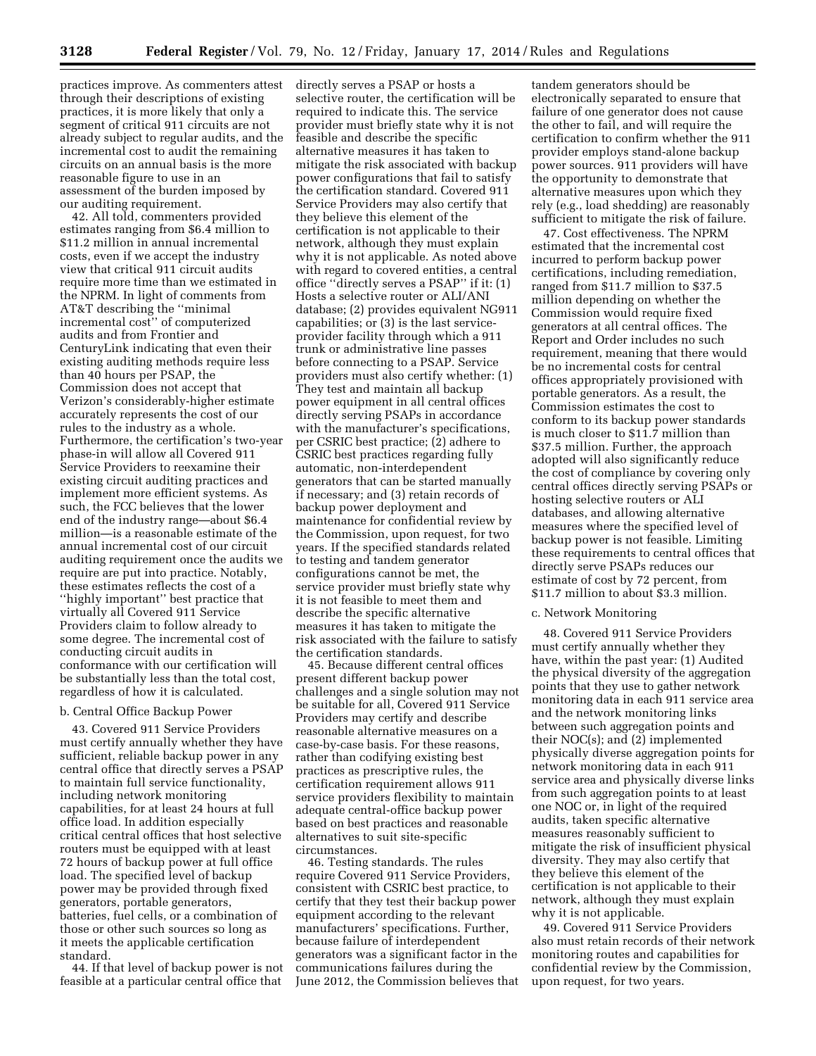practices improve. As commenters attest through their descriptions of existing practices, it is more likely that only a segment of critical 911 circuits are not already subject to regular audits, and the incremental cost to audit the remaining circuits on an annual basis is the more reasonable figure to use in an assessment of the burden imposed by our auditing requirement.

42. All told, commenters provided estimates ranging from $6.4 million to $11.2 million in annual incremental costs, even if we accept the industry view that critical 911 circuit audits require more time than we estimated in the NPRM. In light of comments from AT&T describing the ''minimal incremental cost'' of computerized audits and from Frontier and CenturyLink indicating that even their existing auditing methods require less than 40 hours per PSAP, the Commission does not accept that Verizon's considerably-higher estimate accurately represents the cost of our rules to the industry as a whole. Furthermore, the certification's two-year phase-in will allow all Covered 911 Service Providers to reexamine their existing circuit auditing practices and implement more efficient systems. As such, the FCC believes that the lower end of the industry range—about $6.4 million—is a reasonable estimate of the annual incremental cost of our circuit auditing requirement once the audits we require are put into practice. Notably, these estimates reflects the cost of a ''highly important'' best practice that virtually all Covered 911 Service Providers claim to follow already to some degree. The incremental cost of conducting circuit audits in conformance with our certification will be substantially less than the total cost, regardless of how it is calculated.

### b. Central Office Backup Power

43. Covered 911 Service Providers must certify annually whether they have sufficient, reliable backup power in any central office that directly serves a PSAP to maintain full service functionality, including network monitoring capabilities, for at least 24 hours at full office load. In addition especially critical central offices that host selective routers must be equipped with at least 72 hours of backup power at full office load. The specified level of backup power may be provided through fixed generators, portable generators, batteries, fuel cells, or a combination of those or other such sources so long as it meets the applicable certification standard.

44. If that level of backup power is not feasible at a particular central office that directly serves a PSAP or hosts a selective router, the certification will be required to indicate this. The service provider must briefly state why it is not feasible and describe the specific alternative measures it has taken to mitigate the risk associated with backup power configurations that fail to satisfy the certification standard. Covered 911 Service Providers may also certify that they believe this element of the certification is not applicable to their network, although they must explain why it is not applicable. As noted above with regard to covered entities, a central office ''directly serves a PSAP'' if it: (1) Hosts a selective router or ALI/ANI database; (2) provides equivalent NG911 capabilities; or (3) is the last service-provider facility through which a 911 trunk or administrative line passes before connecting to a PSAP. Service providers must also certify whether: (1) They test and maintain all backup power equipment in all central offices directly serving PSAPs in accordance with the manufacturer's specifications, per CSRIC best practice; (2) adhere to CSRIC best practices regarding fully automatic, non-interdependent generators that can be started manually if necessary; and (3) retain records of backup power deployment and maintenance for confidential review by the Commission, upon request, for two years. If the specified standards related to testing and tandem generator configurations cannot be met, the service provider must briefly state why it is not feasible to meet them and describe the specific alternative measures it has taken to mitigate the risk associated with the failure to satisfy the certification standards.

45. Because different central offices present different backup power challenges and a single solution may not be suitable for all, Covered 911 Service Providers may certify and describe reasonable alternative measures on a case-by-case basis. For these reasons, rather than codifying existing best practices as prescriptive rules, the certification requirement allows 911 service providers flexibility to maintain adequate central-office backup power based on best practices and reasonable alternatives to suit site-specific circumstances.

46. Testing standards. The rules require Covered 911 Service Providers, consistent with CSRIC best practice, to certify that they test their backup power equipment according to the relevant manufacturers' specifications. Further, because failure of interdependent generators was a significant factor in the communications failures during the June 2012, the Commission believes that tandem generators should be electronically separated to ensure that failure of one generator does not cause the other to fail, and will require the certification to confirm whether the 911 provider employs stand-alone backup power sources. 911 providers will have the opportunity to demonstrate that alternative measures upon which they rely (e.g., load shedding) are reasonably sufficient to mitigate the risk of failure.

47. Cost effectiveness. The NPRM estimated that the incremental cost incurred to perform backup power certifications, including remediation, ranged from $11.7 million to $37.5 million depending on whether the Commission would require fixed generators at all central offices. The Report and Order includes no such requirement, meaning that there would be no incremental costs for central offices appropriately provisioned with portable generators. As a result, the Commission estimates the cost to conform to its backup power standards is much closer to $11.7 million than $37.5 million. Further, the approach adopted will also significantly reduce the cost of compliance by covering only central offices directly serving PSAPs or hosting selective routers or ALI databases, and allowing alternative measures where the specified level of backup power is not feasible. Limiting these requirements to central offices that directly serve PSAPs reduces our estimate of cost by 72 percent, from $11.7 million to about $3.3 million.

### c. Network Monitoring

48. Covered 911 Service Providers must certify annually whether they have, within the past year: (1) Audited the physical diversity of the aggregation points that they use to gather network monitoring data in each 911 service area and the network monitoring links between such aggregation points and their NOC(s); and (2) implemented physically diverse aggregation points for network monitoring data in each 911 service area and physically diverse links from such aggregation points to at least one NOC or, in light of the required audits, taken specific alternative measures reasonably sufficient to mitigate the risk of insufficient physical diversity. They may also certify that they believe this element of the certification is not applicable to their network, although they must explain why it is not applicable.

49. Covered 911 Service Providers also must retain records of their network monitoring routes and capabilities for confidential review by the Commission, upon request, for two years.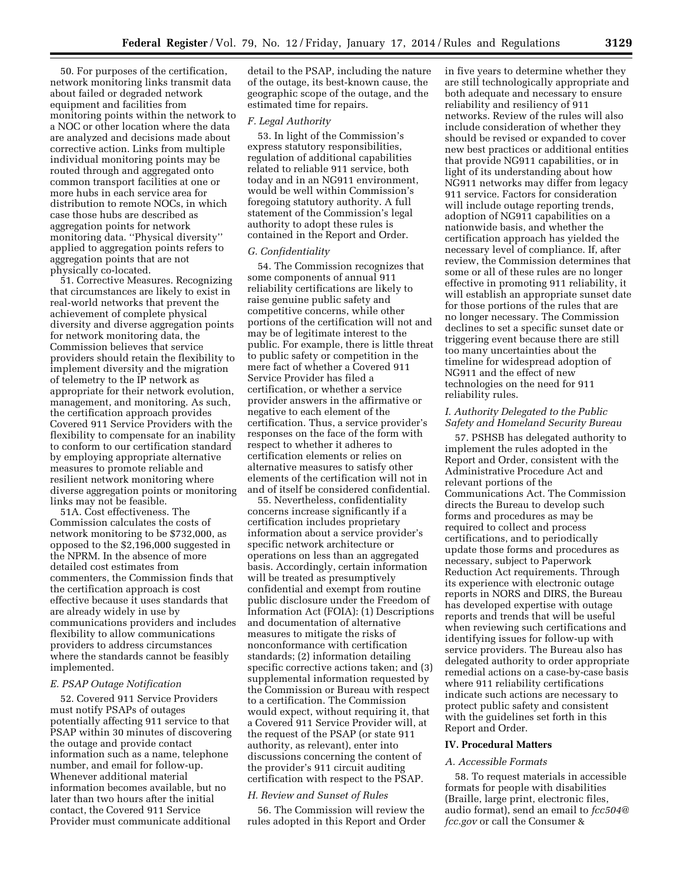50. For purposes of the certification, network monitoring links transmit data about failed or degraded network equipment and facilities from monitoring points within the network to a NOC or other location where the data are analyzed and decisions made about corrective action. Links from multiple individual monitoring points may be routed through and aggregated onto common transport facilities at one or more hubs in each service area for distribution to remote NOCs, in which case those hubs are described as aggregation points for network monitoring data. ''Physical diversity'' applied to aggregation points refers to aggregation points that are not physically co-located.

51. Corrective Measures. Recognizing that circumstances are likely to exist in real-world networks that prevent the achievement of complete physical diversity and diverse aggregation points for network monitoring data, the Commission believes that service providers should retain the flexibility to implement diversity and the migration of telemetry to the IP network as appropriate for their network evolution, management, and monitoring. As such, the certification approach provides Covered 911 Service Providers with the flexibility to compensate for an inability to conform to our certification standard by employing appropriate alternative measures to promote reliable and resilient network monitoring where diverse aggregation points or monitoring links may not be feasible.

51A. Cost effectiveness. The Commission calculates the costs of network monitoring to be $732,000, as opposed to the $2,196,000 suggested in the NPRM. In the absence of more detailed cost estimates from commenters, the Commission finds that the certification approach is cost effective because it uses standards that are already widely in use by communications providers and includes flexibility to allow communications providers to address circumstances where the standards cannot be feasibly implemented.

### *E. PSAP Outage Notification*

52. Covered 911 Service Providers must notify PSAPs of outages potentially affecting 911 service to that PSAP within 30 minutes of discovering the outage and provide contact information such as a name, telephone number, and email for follow-up. Whenever additional material information becomes available, but no later than two hours after the initial contact, the Covered 911 Service Provider must communicate additional detail to the PSAP, including the nature of the outage, its best-known cause, the geographic scope of the outage, and the estimated time for repairs.

### *F. Legal Authority*

53. In light of the Commission's express statutory responsibilities, regulation of additional capabilities related to reliable 911 service, both today and in an NG911 environment, would be well within Commission's foregoing statutory authority. A full statement of the Commission's legal authority to adopt these rules is contained in the Report and Order.

### *G. Confidentiality*

54. The Commission recognizes that some components of annual 911 reliability certifications are likely to raise genuine public safety and competitive concerns, while other portions of the certification will not and may be of legitimate interest to the public. For example, there is little threat to public safety or competition in the mere fact of whether a Covered 911 Service Provider has filed a certification, or whether a service provider answers in the affirmative or negative to each element of the certification. Thus, a service provider's responses on the face of the form with respect to whether it adheres to certification elements or relies on alternative measures to satisfy other elements of the certification will not in and of itself be considered confidential.

55. Nevertheless, confidentiality concerns increase significantly if a certification includes proprietary information about a service provider's specific network architecture or operations on less than an aggregated basis. Accordingly, certain information will be treated as presumptively confidential and exempt from routine public disclosure under the Freedom of Information Act (FOIA): (1) Descriptions and documentation of alternative measures to mitigate the risks of nonconformance with certification standards; (2) information detailing specific corrective actions taken; and (3) supplemental information requested by the Commission or Bureau with respect to a certification. The Commission would expect, without requiring it, that a Covered 911 Service Provider will, at the request of the PSAP (or state 911 authority, as relevant), enter into discussions concerning the content of the provider's 911 circuit auditing certification with respect to the PSAP.

### *H. Review and Sunset of Rules*

56. The Commission will review the rules adopted in this Report and Order in five years to determine whether they are still technologically appropriate and both adequate and necessary to ensure reliability and resiliency of 911 networks. Review of the rules will also include consideration of whether they should be revised or expanded to cover new best practices or additional entities that provide NG911 capabilities, or in light of its understanding about how NG911 networks may differ from legacy 911 service. Factors for consideration will include outage reporting trends, adoption of NG911 capabilities on a nationwide basis, and whether the certification approach has yielded the necessary level of compliance. If, after review, the Commission determines that some or all of these rules are no longer effective in promoting 911 reliability, it will establish an appropriate sunset date for those portions of the rules that are no longer necessary. The Commission declines to set a specific sunset date or triggering event because there are still too many uncertainties about the timeline for widespread adoption of NG911 and the effect of new technologies on the need for 911 reliability rules.

### *I. Authority Delegated to the Public Safety and Homeland Security Bureau*

57. PSHSB has delegated authority to implement the rules adopted in the Report and Order, consistent with the Administrative Procedure Act and relevant portions of the Communications Act. The Commission directs the Bureau to develop such forms and procedures as may be required to collect and process certifications, and to periodically update those forms and procedures as necessary, subject to Paperwork Reduction Act requirements. Through its experience with electronic outage reports in NORS and DIRS, the Bureau has developed expertise with outage reports and trends that will be useful when reviewing such certifications and identifying issues for follow-up with service providers. The Bureau also has delegated authority to order appropriate remedial actions on a case-by-case basis where 911 reliability certifications indicate such actions are necessary to protect public safety and consistent with the guidelines set forth in this Report and Order.

## IV. Procedural Matters

### *A. Accessible Formats*

58. To request materials in accessible formats for people with disabilities (Braille, large print, electronic files, audio format), send an email to *fcc504@fcc.gov* or call the Consumer &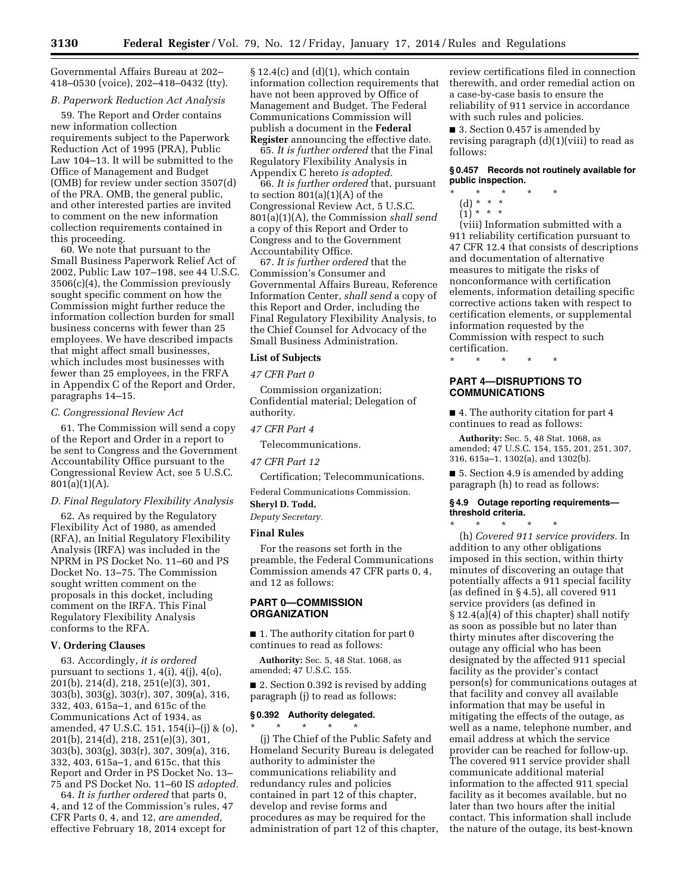Governmental Affairs Bureau at 202–418–0530 (voice), 202–418–0432 (tty).

### B. Paperwork Reduction Act Analysis

59. The Report and Order contains new information collection requirements subject to the Paperwork Reduction Act of 1995 (PRA), Public Law 104–13. It will be submitted to the Office of Management and Budget (OMB) for review under section 3507(d) of the PRA. OMB, the general public, and other interested parties are invited to comment on the new information collection requirements contained in this proceeding.

60. We note that pursuant to the Small Business Paperwork Relief Act of 2002, Public Law 107–198, see 44 U.S.C. 3506(c)(4), the Commission previously sought specific comment on how the Commission might further reduce the information collection burden for small business concerns with fewer than 25 employees. We have described impacts that might affect small businesses, which includes most businesses with fewer than 25 employees, in the FRFA in Appendix C of the Report and Order, paragraphs 14–15.

### C. Congressional Review Act

61. The Commission will send a copy of the Report and Order in a report to be sent to Congress and the Government Accountability Office pursuant to the Congressional Review Act, see 5 U.S.C. 801(a)(1)(A).

### D. Final Regulatory Flexibility Analysis

62. As required by the Regulatory Flexibility Act of 1980, as amended (RFA), an Initial Regulatory Flexibility Analysis (IRFA) was included in the NPRM in PS Docket No. 11–60 and PS Docket No. 13–75. The Commission sought written comment on the proposals in this docket, including comment on the IRFA. This Final Regulatory Flexibility Analysis conforms to the RFA.

## V. Ordering Clauses

63. Accordingly, *it is ordered* pursuant to sections 1, 4(i), 4(j), 4(o), 201(b), 214(d), 218, 251(e)(3), 301, 303(b), 303(g), 303(r), 307, 309(a), 316, 332, 403, 615a–1, and 615c of the Communications Act of 1934, as amended, 47 U.S.C. 151, 154(i)–(j) & (o), 201(b), 214(d), 218, 251(e)(3), 301, 303(b), 303(g), 303(r), 307, 309(a), 316, 332, 403, 615a–1, and 615c, that this Report and Order in PS Docket No. 13–75 and PS Docket No. 11–60 IS *adopted.*

64. *It is further ordered* that parts 0, 4, and 12 of the Commission's rules, 47 CFR Parts 0, 4, and 12, *are amended,* effective February 18, 2014 except for § 12.4(c) and (d)(1), which contain information collection requirements that have not been approved by Office of Management and Budget. The Federal Communications Commission will publish a document in the **Federal Register** announcing the effective date.

65. *It is further ordered* that the Final Regulatory Flexibility Analysis in Appendix C hereto *is adopted.*

66. *It is further ordered* that, pursuant to section 801(a)(1)(A) of the Congressional Review Act, 5 U.S.C. 801(a)(1)(A), the Commission *shall send* a copy of this Report and Order to Congress and to the Government Accountability Office.

67. *It is further ordered* that the Commission's Consumer and Governmental Affairs Bureau, Reference Information Center, *shall send* a copy of this Report and Order, including the Final Regulatory Flexibility Analysis, to the Chief Counsel for Advocacy of the Small Business Administration.

### List of Subjects

*47 CFR Part 0*

Commission organization; Confidential material; Delegation of authority.

*47 CFR Part 4*

Telecommunications.

*47 CFR Part 12*

Certification; Telecommunications.

Federal Communications Commission.

**Sheryl D. Todd,**

*Deputy Secretary.*

### Final Rules

For the reasons set forth in the preamble, the Federal Communications Commission amends 47 CFR parts 0, 4, and 12 as follows:

## PART 0—COMMISSION ORGANIZATION

■ 1. The authority citation for part 0 continues to read as follows:

**Authority:** Sec. 5, 48 Stat. 1068, as amended; 47 U.S.C. 155.

■ 2. Section 0.392 is revised by adding paragraph (j) to read as follows:

### § 0.392 Authority delegated.

\* \* \* \* \*

(j) The Chief of the Public Safety and Homeland Security Bureau is delegated authority to administer the communications reliability and redundancy rules and policies contained in part 12 of this chapter, develop and revise forms and procedures as may be required for the administration of part 12 of this chapter, review certifications filed in connection therewith, and order remedial action on a case-by-case basis to ensure the reliability of 911 service in accordance with such rules and policies.

■ 3. Section 0.457 is amended by revising paragraph (d)(1)(viii) to read as follows:

### § 0.457 Records not routinely available for public inspection.

\* \* \* \* \*

(d) \* \* \*

(1) \* \* \*

(viii) Information submitted with a 911 reliability certification pursuant to 47 CFR 12.4 that consists of descriptions and documentation of alternative measures to mitigate the risks of nonconformance with certification elements, information detailing specific corrective actions taken with respect to certification elements, or supplemental information requested by the Commission with respect to such certification.

\* \* \* \* \*

## PART 4—DISRUPTIONS TO COMMUNICATIONS

■ 4. The authority citation for part 4 continues to read as follows:

**Authority:** Sec. 5, 48 Stat. 1068, as amended; 47 U.S.C. 154, 155, 201, 251, 307, 316, 615a–1, 1302(a), and 1302(b).

■ 5. Section 4.9 is amended by adding paragraph (h) to read as follows:

### § 4.9 Outage reporting requirements—threshold criteria.

\* \* \* \* \*

(h) *Covered 911 service providers.* In addition to any other obligations imposed in this section, within thirty minutes of discovering an outage that potentially affects a 911 special facility (as defined in § 4.5), all covered 911 service providers (as defined in § 12.4(a)(4) of this chapter) shall notify as soon as possible but no later than thirty minutes after discovering the outage any official who has been designated by the affected 911 special facility as the provider's contact person(s) for communications outages at that facility and convey all available information that may be useful in mitigating the effects of the outage, as well as a name, telephone number, and email address at which the service provider can be reached for follow-up. The covered 911 service provider shall communicate additional material information to the affected 911 special facility as it becomes available, but no later than two hours after the initial contact. This information shall include the nature of the outage, its best-known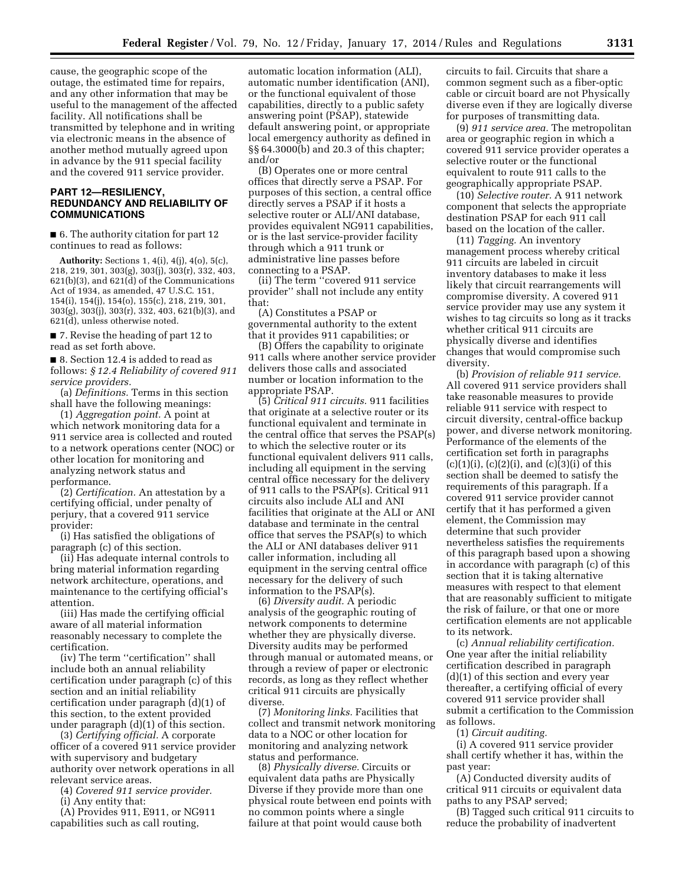cause, the geographic scope of the outage, the estimated time for repairs, and any other information that may be useful to the management of the affected facility. All notifications shall be transmitted by telephone and in writing via electronic means in the absence of another method mutually agreed upon in advance by the 911 special facility and the covered 911 service provider.

## PART 12—RESILIENCY, REDUNDANCY AND RELIABILITY OF COMMUNICATIONS

■ 6. The authority citation for part 12 continues to read as follows:

**Authority:** Sections 1, 4(i), 4(j), 4(o), 5(c), 218, 219, 301, 303(g), 303(j), 303(r), 332, 403, 621(b)(3), and 621(d) of the Communications Act of 1934, as amended, 47 U.S.C. 151, 154(i), 154(j), 154(o), 155(c), 218, 219, 301, 303(g), 303(j), 303(r), 332, 403, 621(b)(3), and 621(d), unless otherwise noted.

■ 7. Revise the heading of part 12 to read as set forth above.

■ 8. Section 12.4 is added to read as follows: *§ 12.4 Reliability of covered 911 service providers.*

(a) *Definitions.* Terms in this section shall have the following meanings:

(1) *Aggregation point.* A point at which network monitoring data for a 911 service area is collected and routed to a network operations center (NOC) or other location for monitoring and analyzing network status and performance.

(2) *Certification.* An attestation by a certifying official, under penalty of perjury, that a covered 911 service provider:

(i) Has satisfied the obligations of paragraph (c) of this section.

(ii) Has adequate internal controls to bring material information regarding network architecture, operations, and maintenance to the certifying official's attention.

(iii) Has made the certifying official aware of all material information reasonably necessary to complete the certification.

(iv) The term "certification" shall include both an annual reliability certification under paragraph (c) of this section and an initial reliability certification under paragraph (d)(1) of this section, to the extent provided under paragraph (d)(1) of this section.

(3) *Certifying official.* A corporate officer of a covered 911 service provider with supervisory and budgetary authority over network operations in all relevant service areas.

(4) *Covered 911 service provider.*

(i) Any entity that:

(A) Provides 911, E911, or NG911 capabilities such as call routing, automatic location information (ALI), automatic number identification (ANI), or the functional equivalent of those capabilities, directly to a public safety answering point (PSAP), statewide default answering point, or appropriate local emergency authority as defined in §§ 64.3000(b) and 20.3 of this chapter; and/or

(B) Operates one or more central offices that directly serve a PSAP. For purposes of this section, a central office directly serves a PSAP if it hosts a selective router or ALI/ANI database, provides equivalent NG911 capabilities, or is the last service-provider facility through which a 911 trunk or administrative line passes before connecting to a PSAP.

(ii) The term "covered 911 service provider" shall not include any entity that:

(A) Constitutes a PSAP or governmental authority to the extent that it provides 911 capabilities; or

(B) Offers the capability to originate 911 calls where another service provider delivers those calls and associated number or location information to the appropriate PSAP.

(5) *Critical 911 circuits.* 911 facilities that originate at a selective router or its functional equivalent and terminate in the central office that serves the PSAP(s) to which the selective router or its functional equivalent delivers 911 calls, including all equipment in the serving central office necessary for the delivery of 911 calls to the PSAP(s). Critical 911 circuits also include ALI and ANI facilities that originate at the ALI or ANI database and terminate in the central office that serves the PSAP(s) to which the ALI or ANI databases deliver 911 caller information, including all equipment in the serving central office necessary for the delivery of such information to the PSAP(s).

(6) *Diversity audit.* A periodic analysis of the geographic routing of network components to determine whether they are physically diverse. Diversity audits may be performed through manual or automated means, or through a review of paper or electronic records, as long as they reflect whether critical 911 circuits are physically diverse.

(7) *Monitoring links.* Facilities that collect and transmit network monitoring data to a NOC or other location for monitoring and analyzing network status and performance.

(8) *Physically diverse.* Circuits or equivalent data paths are Physically Diverse if they provide more than one physical route between end points with no common points where a single failure at that point would cause both circuits to fail. Circuits that share a common segment such as a fiber-optic cable or circuit board are not Physically diverse even if they are logically diverse for purposes of transmitting data.

(9) *911 service area.* The metropolitan area or geographic region in which a covered 911 service provider operates a selective router or the functional equivalent to route 911 calls to the geographically appropriate PSAP.

(10) *Selective router.* A 911 network component that selects the appropriate destination PSAP for each 911 call based on the location of the caller.

(11) *Tagging.* An inventory management process whereby critical 911 circuits are labeled in circuit inventory databases to make it less likely that circuit rearrangements will compromise diversity. A covered 911 service provider may use any system it wishes to tag circuits so long as it tracks whether critical 911 circuits are physically diverse and identifies changes that would compromise such diversity.

(b) *Provision of reliable 911 service.* All covered 911 service providers shall take reasonable measures to provide reliable 911 service with respect to circuit diversity, central-office backup power, and diverse network monitoring. Performance of the elements of the certification set forth in paragraphs (c)(1)(i), (c)(2)(i), and (c)(3)(i) of this section shall be deemed to satisfy the requirements of this paragraph. If a covered 911 service provider cannot certify that it has performed a given element, the Commission may determine that such provider nevertheless satisfies the requirements of this paragraph based upon a showing in accordance with paragraph (c) of this section that it is taking alternative measures with respect to that element that are reasonably sufficient to mitigate the risk of failure, or that one or more certification elements are not applicable to its network.

(c) *Annual reliability certification.* One year after the initial reliability certification described in paragraph (d)(1) of this section and every year thereafter, a certifying official of every covered 911 service provider shall submit a certification to the Commission as follows.

(1) *Circuit auditing.*

(i) A covered 911 service provider shall certify whether it has, within the past year:

(A) Conducted diversity audits of critical 911 circuits or equivalent data paths to any PSAP served;

(B) Tagged such critical 911 circuits to reduce the probability of inadvertent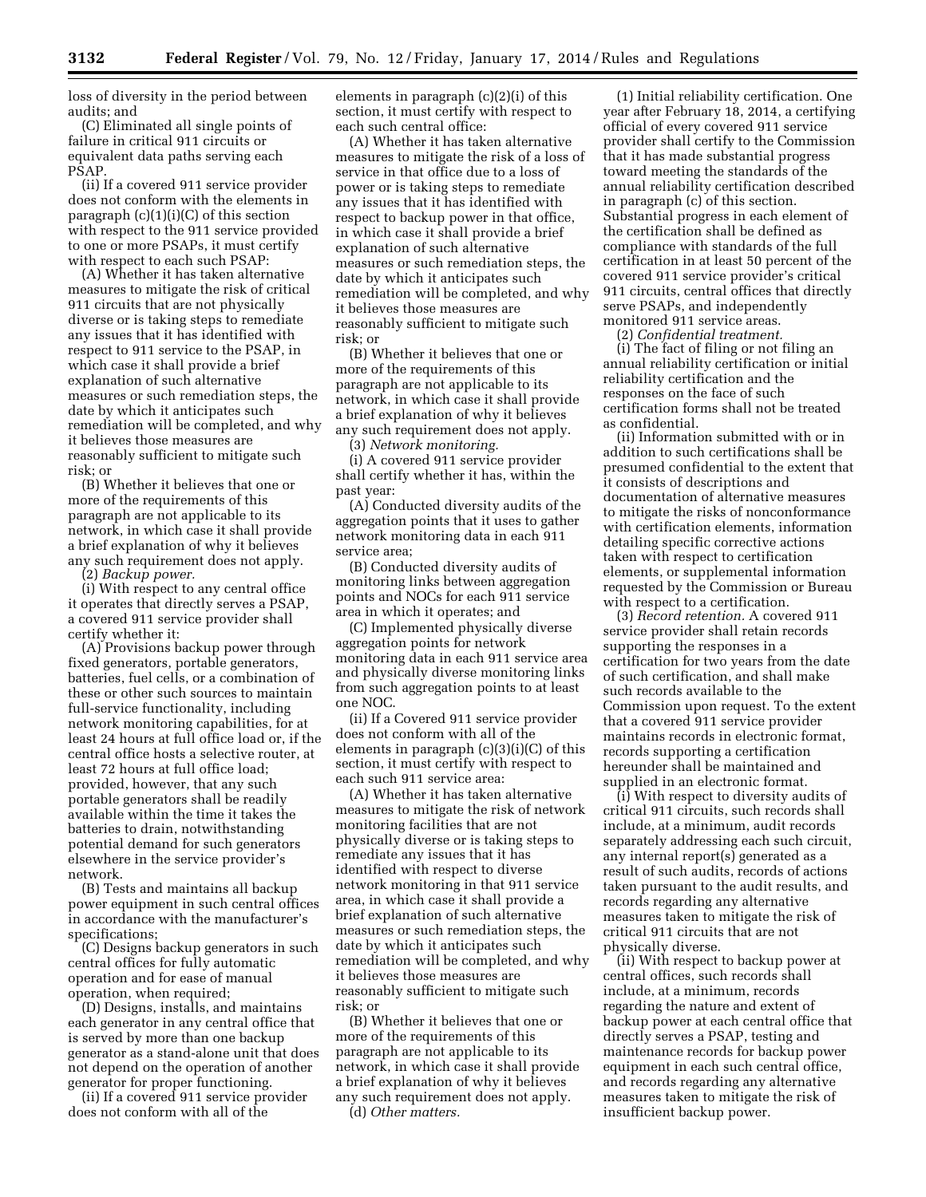loss of diversity in the period between audits; and

(C) Eliminated all single points of failure in critical 911 circuits or equivalent data paths serving each PSAP.

(ii) If a covered 911 service provider does not conform with the elements in paragraph (c)(1)(i)(C) of this section with respect to the 911 service provided to one or more PSAPs, it must certify with respect to each such PSAP:

(A) Whether it has taken alternative measures to mitigate the risk of critical 911 circuits that are not physically diverse or is taking steps to remediate any issues that it has identified with respect to 911 service to the PSAP, in which case it shall provide a brief explanation of such alternative measures or such remediation steps, the date by which it anticipates such remediation will be completed, and why it believes those measures are reasonably sufficient to mitigate such risk; or

(B) Whether it believes that one or more of the requirements of this paragraph are not applicable to its network, in which case it shall provide a brief explanation of why it believes any such requirement does not apply.

(2) *Backup power.*

(i) With respect to any central office it operates that directly serves a PSAP, a covered 911 service provider shall certify whether it:

(A) Provisions backup power through fixed generators, portable generators, batteries, fuel cells, or a combination of these or other such sources to maintain full-service functionality, including network monitoring capabilities, for at least 24 hours at full office load or, if the central office hosts a selective router, at least 72 hours at full office load; provided, however, that any such portable generators shall be readily available within the time it takes the batteries to drain, notwithstanding potential demand for such generators elsewhere in the service provider's network.

(B) Tests and maintains all backup power equipment in such central offices in accordance with the manufacturer's specifications;

(C) Designs backup generators in such central offices for fully automatic operation and for ease of manual operation, when required;

(D) Designs, installs, and maintains each generator in any central office that is served by more than one backup generator as a stand-alone unit that does not depend on the operation of another generator for proper functioning.

(ii) If a covered 911 service provider does not conform with all of the elements in paragraph (c)(2)(i) of this section, it must certify with respect to each such central office:

(A) Whether it has taken alternative measures to mitigate the risk of a loss of service in that office due to a loss of power or is taking steps to remediate any issues that it has identified with respect to backup power in that office, in which case it shall provide a brief explanation of such alternative measures or such remediation steps, the date by which it anticipates such remediation will be completed, and why it believes those measures are reasonably sufficient to mitigate such risk; or

(B) Whether it believes that one or more of the requirements of this paragraph are not applicable to its network, in which case it shall provide a brief explanation of why it believes any such requirement does not apply.

(3) *Network monitoring.*

(i) A covered 911 service provider shall certify whether it has, within the past year:

(A) Conducted diversity audits of the aggregation points that it uses to gather network monitoring data in each 911 service area;

(B) Conducted diversity audits of monitoring links between aggregation points and NOCs for each 911 service area in which it operates; and

(C) Implemented physically diverse aggregation points for network monitoring data in each 911 service area and physically diverse monitoring links from such aggregation points to at least one NOC.

(ii) If a Covered 911 service provider does not conform with all of the elements in paragraph (c)(3)(i)(C) of this section, it must certify with respect to each such 911 service area:

(A) Whether it has taken alternative measures to mitigate the risk of network monitoring facilities that are not physically diverse or is taking steps to remediate any issues that it has identified with respect to diverse network monitoring in that 911 service area, in which case it shall provide a brief explanation of such alternative measures or such remediation steps, the date by which it anticipates such remediation will be completed, and why it believes those measures are reasonably sufficient to mitigate such risk; or

(B) Whether it believes that one or more of the requirements of this paragraph are not applicable to its network, in which case it shall provide a brief explanation of why it believes any such requirement does not apply.

(d) *Other matters.*

(1) Initial reliability certification. One year after February 18, 2014, a certifying official of every covered 911 service provider shall certify to the Commission that it has made substantial progress toward meeting the standards of the annual reliability certification described in paragraph (c) of this section. Substantial progress in each element of the certification shall be defined as compliance with standards of the full certification in at least 50 percent of the covered 911 service provider's critical 911 circuits, central offices that directly serve PSAPs, and independently monitored 911 service areas.

(2) *Confidential treatment.*

(i) The fact of filing or not filing an annual reliability certification or initial reliability certification and the responses on the face of such certification forms shall not be treated as confidential.

(ii) Information submitted with or in addition to such certifications shall be presumed confidential to the extent that it consists of descriptions and documentation of alternative measures to mitigate the risks of nonconformance with certification elements, information detailing specific corrective actions taken with respect to certification elements, or supplemental information requested by the Commission or Bureau with respect to a certification.

(3) *Record retention.* A covered 911 service provider shall retain records supporting the responses in a certification for two years from the date of such certification, and shall make such records available to the Commission upon request. To the extent that a covered 911 service provider maintains records in electronic format, records supporting a certification hereunder shall be maintained and supplied in an electronic format.

(i) With respect to diversity audits of critical 911 circuits, such records shall include, at a minimum, audit records separately addressing each such circuit, any internal report(s) generated as a result of such audits, records of actions taken pursuant to the audit results, and records regarding any alternative measures taken to mitigate the risk of critical 911 circuits that are not physically diverse.

(ii) With respect to backup power at central offices, such records shall include, at a minimum, records regarding the nature and extent of backup power at each central office that directly serves a PSAP, testing and maintenance records for backup power equipment in each such central office, and records regarding any alternative measures taken to mitigate the risk of insufficient backup power.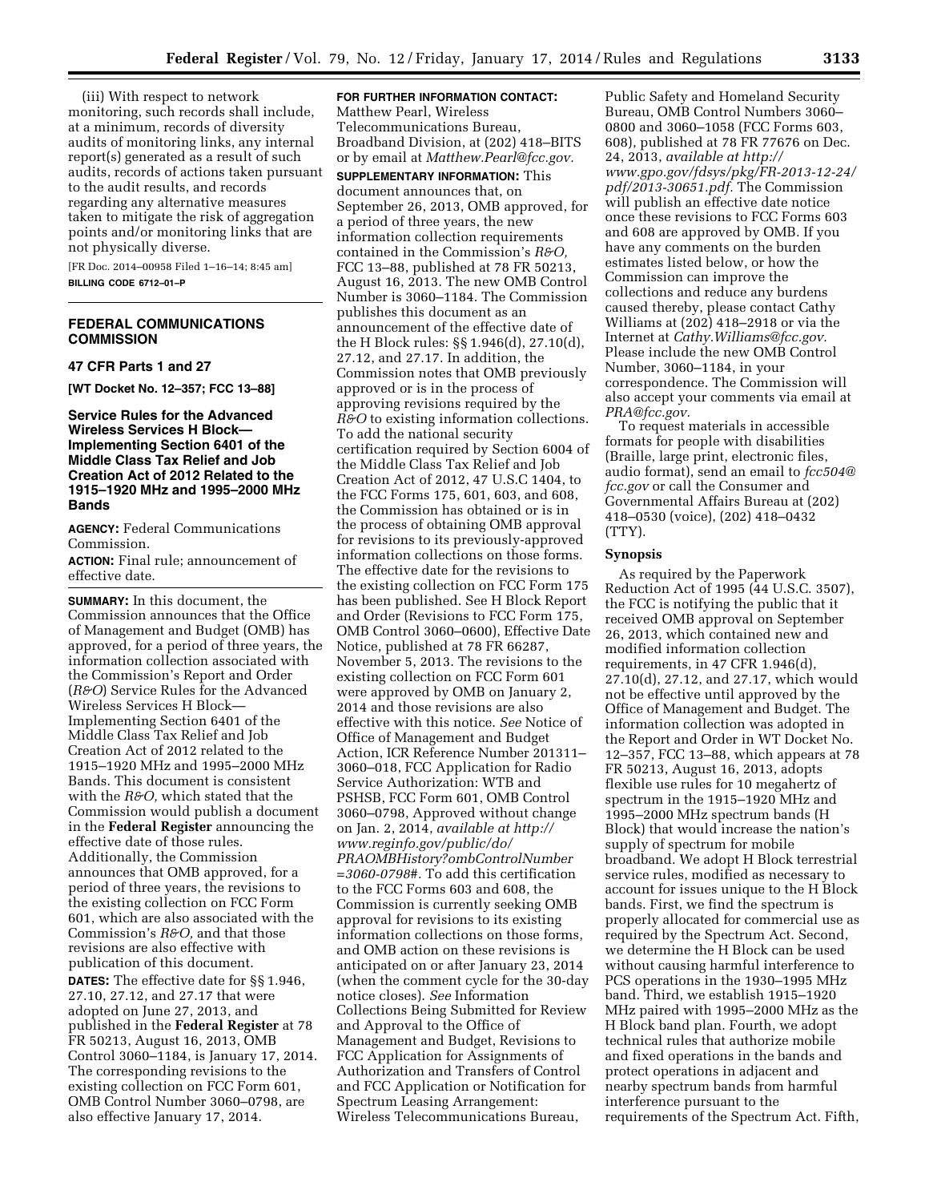(iii) With respect to network monitoring, such records shall include, at a minimum, records of diversity audits of monitoring links, any internal report(s) generated as a result of such audits, records of actions taken pursuant to the audit results, and records regarding any alternative measures taken to mitigate the risk of aggregation points and/or monitoring links that are not physically diverse.

[FR Doc. 2014–00958 Filed 1–16–14; 8:45 am]

**BILLING CODE 6712–01–P**

---

## FEDERAL COMMUNICATIONS COMMISSION

### 47 CFR Parts 1 and 27

**[WT Docket No. 12–357; FCC 13–88]**

### Service Rules for the Advanced Wireless Services H Block—Implementing Section 6401 of the Middle Class Tax Relief and Job Creation Act of 2012 Related to the 1915–1920 MHz and 1995–2000 MHz Bands

**AGENCY:** Federal Communications Commission.

**ACTION:** Final rule; announcement of effective date.

**SUMMARY:** In this document, the Commission announces that the Office of Management and Budget (OMB) has approved, for a period of three years, the information collection associated with the Commission's Report and Order (*R&O*) Service Rules for the Advanced Wireless Services H Block—Implementing Section 6401 of the Middle Class Tax Relief and Job Creation Act of 2012 related to the 1915–1920 MHz and 1995–2000 MHz Bands. This document is consistent with the *R&O,* which stated that the Commission would publish a document in the **Federal Register** announcing the effective date of those rules. Additionally, the Commission announces that OMB approved, for a period of three years, the revisions to the existing collection on FCC Form 601, which are also associated with the Commission's *R&O,* and that those revisions are also effective with publication of this document.

**DATES:** The effective date for §§ 1.946, 27.10, 27.12, and 27.17 that were adopted on June 27, 2013, and published in the **Federal Register** at 78 FR 50213, August 16, 2013, OMB Control 3060–1184, is January 17, 2014. The corresponding revisions to the existing collection on FCC Form 601, OMB Control Number 3060–0798, are also effective January 17, 2014.

**FOR FURTHER INFORMATION CONTACT:** Matthew Pearl, Wireless Telecommunications Bureau, Broadband Division, at (202) 418–BITS or by email at *Matthew.Pearl@fcc.gov.*

**SUPPLEMENTARY INFORMATION:** This document announces that, on September 26, 2013, OMB approved, for a period of three years, the new information collection requirements contained in the Commission's *R&O,* FCC 13–88, published at 78 FR 50213, August 16, 2013. The new OMB Control Number is 3060–1184. The Commission publishes this document as an announcement of the effective date of the H Block rules: §§ 1.946(d), 27.10(d), 27.12, and 27.17. In addition, the Commission notes that OMB previously approved or is in the process of approving revisions required by the *R&O* to existing information collections. To add the national security certification required by Section 6004 of the Middle Class Tax Relief and Job Creation Act of 2012, 47 U.S.C 1404, to the FCC Forms 175, 601, 603, and 608, the Commission has obtained or is in the process of obtaining OMB approval for revisions to its previously-approved information collections on those forms. The effective date for the revisions to the existing collection on FCC Form 175 has been published. See H Block Report and Order (Revisions to FCC Form 175, OMB Control 3060–0600), Effective Date Notice, published at 78 FR 66287, November 5, 2013. The revisions to the existing collection on FCC Form 601 were approved by OMB on January 2, 2014 and those revisions are also effective with this notice. *See* Notice of Office of Management and Budget Action, ICR Reference Number 201311–3060–018, FCC Application for Radio Service Authorization: WTB and PSHSB, FCC Form 601, OMB Control 3060–0798, Approved without change on Jan. 2, 2014, *available at http://www.reginfo.gov/public/do/PRAOMBHistory?ombControlNumber=3060-0798#.* To add this certification to the FCC Forms 603 and 608, the Commission is currently seeking OMB approval for revisions to its existing information collections on those forms, and OMB action on these revisions is anticipated on or after January 23, 2014 (when the comment cycle for the 30-day notice closes). *See* Information Collections Being Submitted for Review and Approval to the Office of Management and Budget, Revisions to FCC Application for Assignments of Authorization and Transfers of Control and FCC Application or Notification for Spectrum Leasing Arrangement: Wireless Telecommunications Bureau, Public Safety and Homeland Security Bureau, OMB Control Numbers 3060–0800 and 3060–1058 (FCC Forms 603, 608), published at 78 FR 77676 on Dec. 24, 2013, *available at http://www.gpo.gov/fdsys/pkg/FR-2013-12-24/pdf/2013-30651.pdf.* The Commission will publish an effective date notice once these revisions to FCC Forms 603 and 608 are approved by OMB. If you have any comments on the burden estimates listed below, or how the Commission can improve the collections and reduce any burdens caused thereby, please contact Cathy Williams at (202) 418–2918 or via the Internet at *Cathy.Williams@fcc.gov.* Please include the new OMB Control Number, 3060–1184, in your correspondence. The Commission will also accept your comments via email at *PRA@fcc.gov.*

To request materials in accessible formats for people with disabilities (Braille, large print, electronic files, audio format), send an email to *fcc504@fcc.gov* or call the Consumer and Governmental Affairs Bureau at (202) 418–0530 (voice), (202) 418–0432 (TTY).

### Synopsis

As required by the Paperwork Reduction Act of 1995 (44 U.S.C. 3507), the FCC is notifying the public that it received OMB approval on September 26, 2013, which contained new and modified information collection requirements, in 47 CFR 1.946(d), 27.10(d), 27.12, and 27.17, which would not be effective until approved by the Office of Management and Budget. The information collection was adopted in the Report and Order in WT Docket No. 12–357, FCC 13–88, which appears at 78 FR 50213, August 16, 2013, adopts flexible use rules for 10 megahertz of spectrum in the 1915–1920 MHz and 1995–2000 MHz spectrum bands (H Block) that would increase the nation's supply of spectrum for mobile broadband. We adopt H Block terrestrial service rules, modified as necessary to account for issues unique to the H Block bands. First, we find the spectrum is properly allocated for commercial use as required by the Spectrum Act. Second, we determine the H Block can be used without causing harmful interference to PCS operations in the 1930–1995 MHz band. Third, we establish 1915–1920 MHz paired with 1995–2000 MHz as the H Block band plan. Fourth, we adopt technical rules that authorize mobile and fixed operations in the bands and protect operations in adjacent and nearby spectrum bands from harmful interference pursuant to the requirements of the Spectrum Act. Fifth,